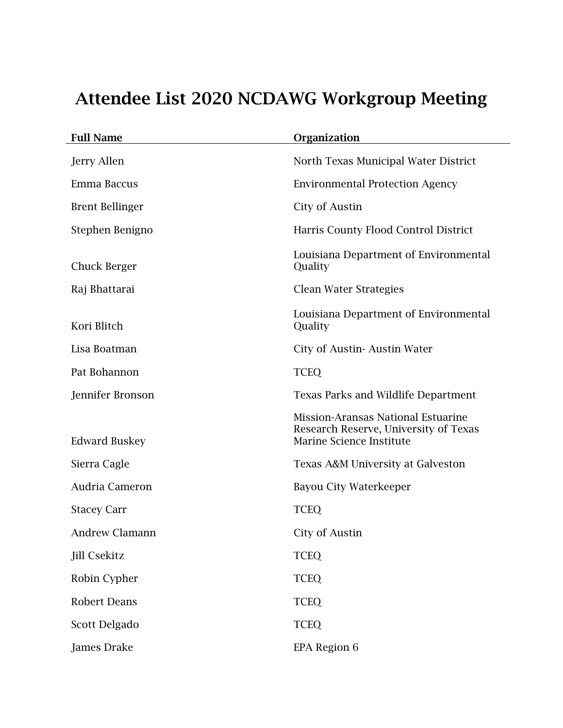# Attendee List 2020 NCDAWG Workgroup Meeting

| Full Name | Organization |
|---|---|
| Jerry Allen | North Texas Municipal Water District |
| Emma Baccus | Environmental Protection Agency |
| Brent Bellinger | City of Austin |
| Stephen Benigno | Harris County Flood Control District |
| Chuck Berger | Louisiana Department of Environmental Quality |
| Raj Bhattarai | Clean Water Strategies |
| Kori Blitch | Louisiana Department of Environmental Quality |
| Lisa Boatman | City of Austin- Austin Water |
| Pat Bohannon | TCEQ |
| Jennifer Bronson | Texas Parks and Wildlife Department |
| Edward Buskey | Mission-Aransas National Estuarine Research Reserve, University of Texas Marine Science Institute |
| Sierra Cagle | Texas A&M University at Galveston |
| Audria Cameron | Bayou City Waterkeeper |
| Stacey Carr | TCEQ |
| Andrew Clamann | City of Austin |
| Jill Csekitz | TCEQ |
| Robin Cypher | TCEQ |
| Robert Deans | TCEQ |
| Scott Delgado | TCEQ |
| James Drake | EPA Region 6 |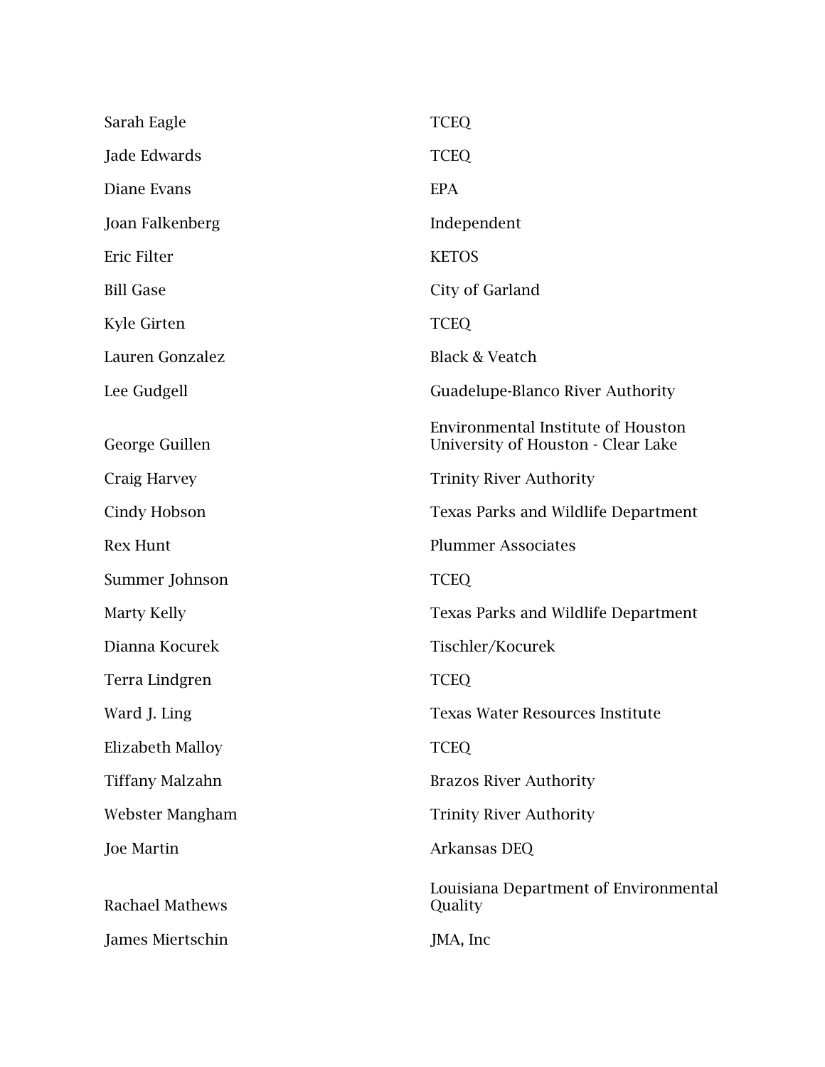| | |
|---|---|
| Sarah Eagle | TCEQ |
| Jade Edwards | TCEQ |
| Diane Evans | EPA |
| Joan Falkenberg | Independent |
| Eric Filter | KETOS |
| Bill Gase | City of Garland |
| Kyle Girten | TCEQ |
| Lauren Gonzalez | Black & Veatch |
| Lee Gudgell | Guadelupe-Blanco River Authority |
| George Guillen | Environmental Institute of Houston University of Houston - Clear Lake |
| Craig Harvey | Trinity River Authority |
| Cindy Hobson | Texas Parks and Wildlife Department |
| Rex Hunt | Plummer Associates |
| Summer Johnson | TCEQ |
| Marty Kelly | Texas Parks and Wildlife Department |
| Dianna Kocurek | Tischler/Kocurek |
| Terra Lindgren | TCEQ |
| Ward J. Ling | Texas Water Resources Institute |
| Elizabeth Malloy | TCEQ |
| Tiffany Malzahn | Brazos River Authority |
| Webster Mangham | Trinity River Authority |
| Joe Martin | Arkansas DEQ |
| Rachael Mathews | Louisiana Department of Environmental Quality |
| James Miertschin | JMA, Inc |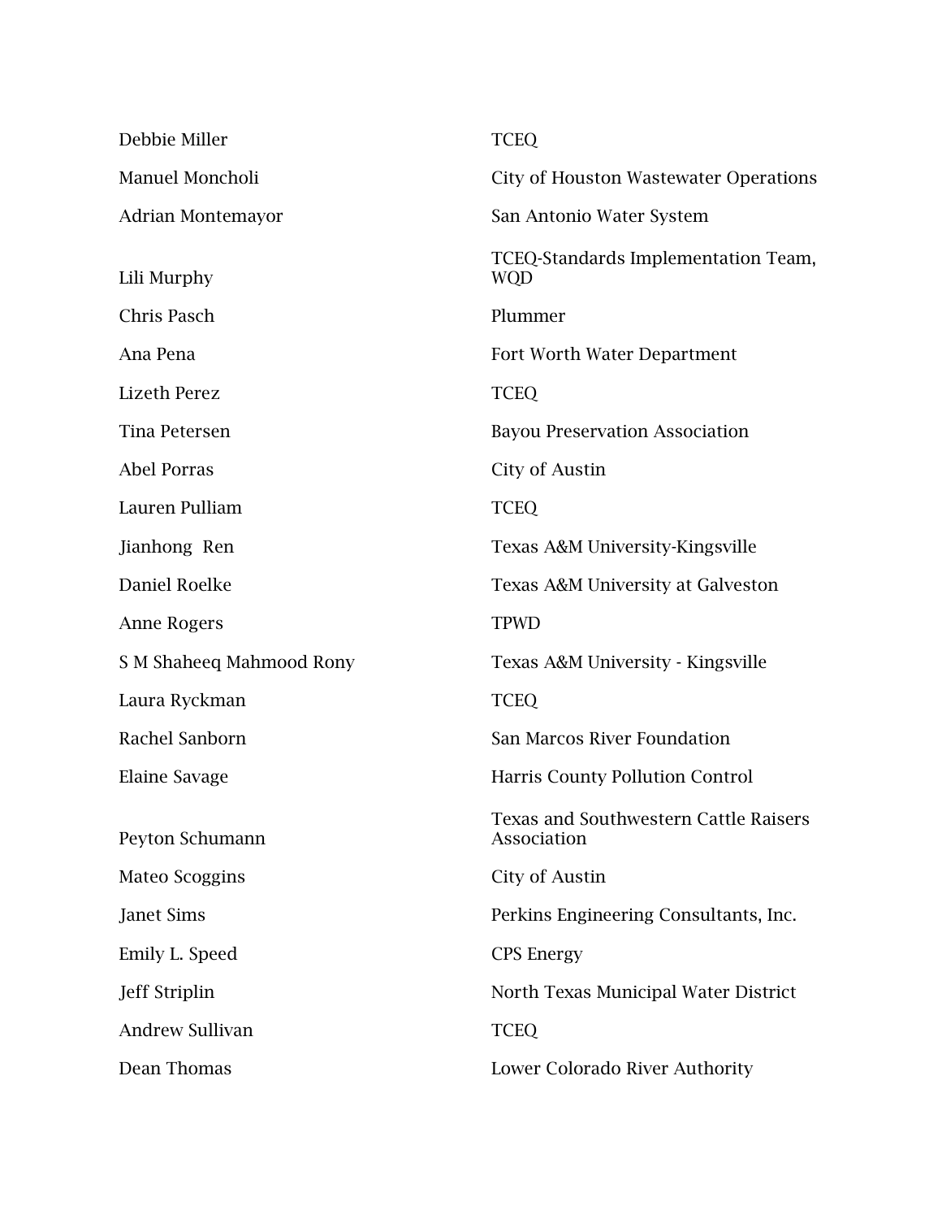| | |
|---|---|
| Debbie Miller | TCEQ |
| Manuel Moncholi | City of Houston Wastewater Operations |
| Adrian Montemayor | San Antonio Water System |
| Lili Murphy | TCEQ-Standards Implementation Team, WQD |
| Chris Pasch | Plummer |
| Ana Pena | Fort Worth Water Department |
| Lizeth Perez | TCEQ |
| Tina Petersen | Bayou Preservation Association |
| Abel Porras | City of Austin |
| Lauren Pulliam | TCEQ |
| Jianhong Ren | Texas A&M University-Kingsville |
| Daniel Roelke | Texas A&M University at Galveston |
| Anne Rogers | TPWD |
| S M Shaheeq Mahmood Rony | Texas A&M University - Kingsville |
| Laura Ryckman | TCEQ |
| Rachel Sanborn | San Marcos River Foundation |
| Elaine Savage | Harris County Pollution Control |
| Peyton Schumann | Texas and Southwestern Cattle Raisers Association |
| Mateo Scoggins | City of Austin |
| Janet Sims | Perkins Engineering Consultants, Inc. |
| Emily L. Speed | CPS Energy |
| Jeff Striplin | North Texas Municipal Water District |
| Andrew Sullivan | TCEQ |
| Dean Thomas | Lower Colorado River Authority |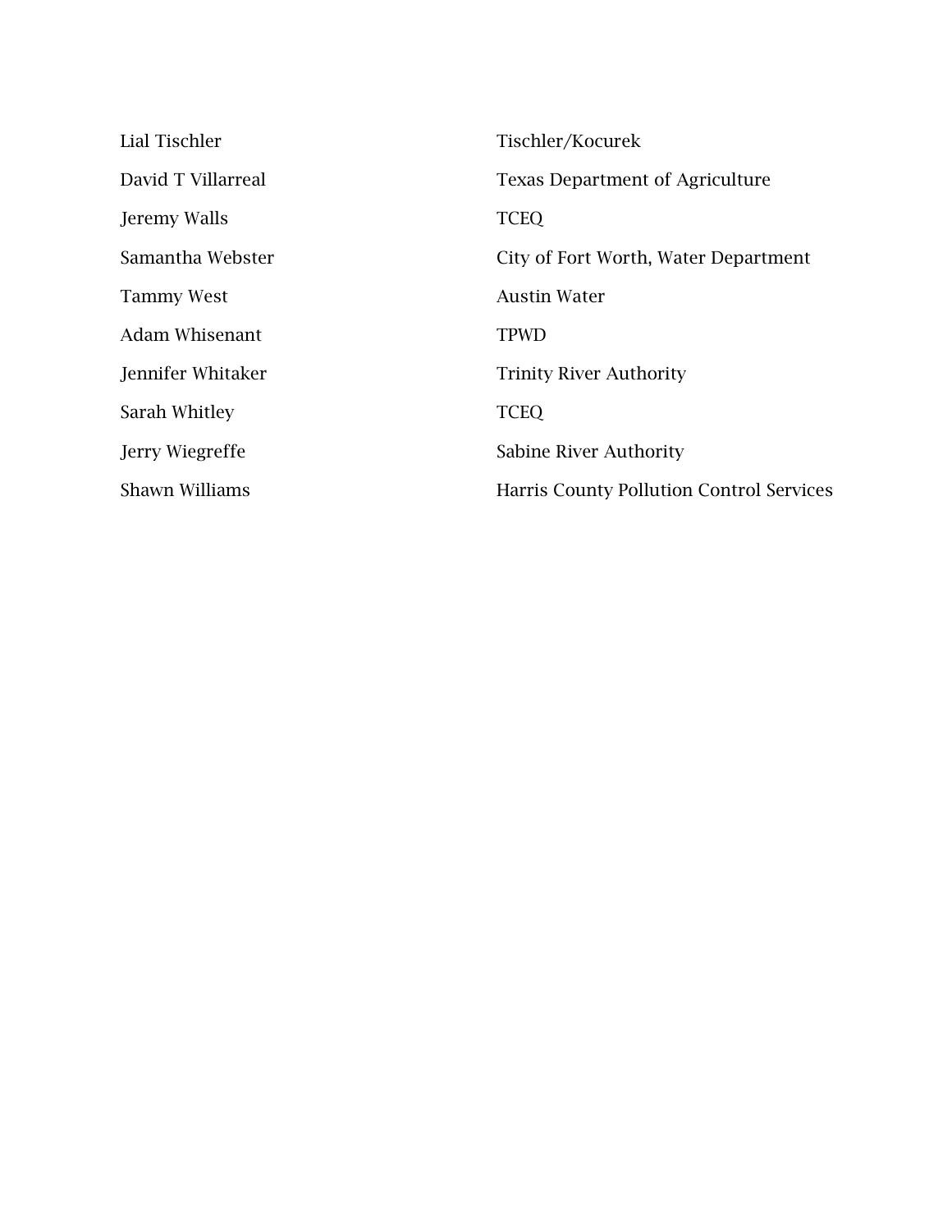| | |
|---|---|
| Lial Tischler | Tischler/Kocurek |
| David T Villarreal | Texas Department of Agriculture |
| Jeremy Walls | TCEQ |
| Samantha Webster | City of Fort Worth, Water Department |
| Tammy West | Austin Water |
| Adam Whisenant | TPWD |
| Jennifer Whitaker | Trinity River Authority |
| Sarah Whitley | TCEQ |
| Jerry Wiegreffe | Sabine River Authority |
| Shawn Williams | Harris County Pollution Control Services |